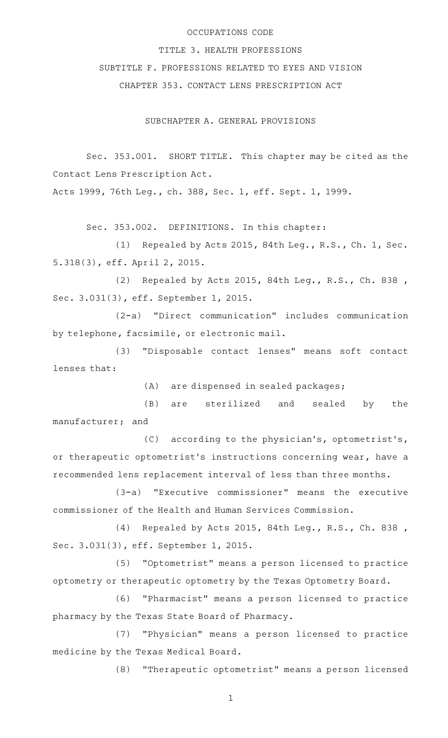OCCUPATIONS CODE

TITLE 3. HEALTH PROFESSIONS

SUBTITLE F. PROFESSIONS RELATED TO EYES AND VISION

CHAPTER 353. CONTACT LENS PRESCRIPTION ACT

SUBCHAPTER A. GENERAL PROVISIONS

Sec. 353.001. SHORT TITLE. This chapter may be cited as the Contact Lens Prescription Act.

Acts 1999, 76th Leg., ch. 388, Sec. 1, eff. Sept. 1, 1999.

Sec. 353.002. DEFINITIONS. In this chapter:

(1) Repealed by Acts 2015, 84th Leg., R.S., Ch. 1, Sec. 5.318(3), eff. April 2, 2015.

(2) Repealed by Acts 2015, 84th Leg., R.S., Ch. 838 , Sec. 3.031(3), eff. September 1, 2015.

(2-a) "Direct communication" includes communication by telephone, facsimile, or electronic mail.

(3) "Disposable contact lenses" means soft contact lenses that:

(A) are dispensed in sealed packages;

(B) are sterilized and sealed by the manufacturer; and

(C) according to the physician's, optometrist's, or therapeutic optometrist's instructions concerning wear, have a recommended lens replacement interval of less than three months.

(3-a) "Executive commissioner" means the executive commissioner of the Health and Human Services Commission.

(4) Repealed by Acts 2015, 84th Leg., R.S., Ch. 838 , Sec. 3.031(3), eff. September 1, 2015.

(5) "Optometrist" means a person licensed to practice optometry or therapeutic optometry by the Texas Optometry Board.

(6) "Pharmacist" means a person licensed to practice pharmacy by the Texas State Board of Pharmacy.

(7) "Physician" means a person licensed to practice medicine by the Texas Medical Board.

(8) "Therapeutic optometrist" means a person licensed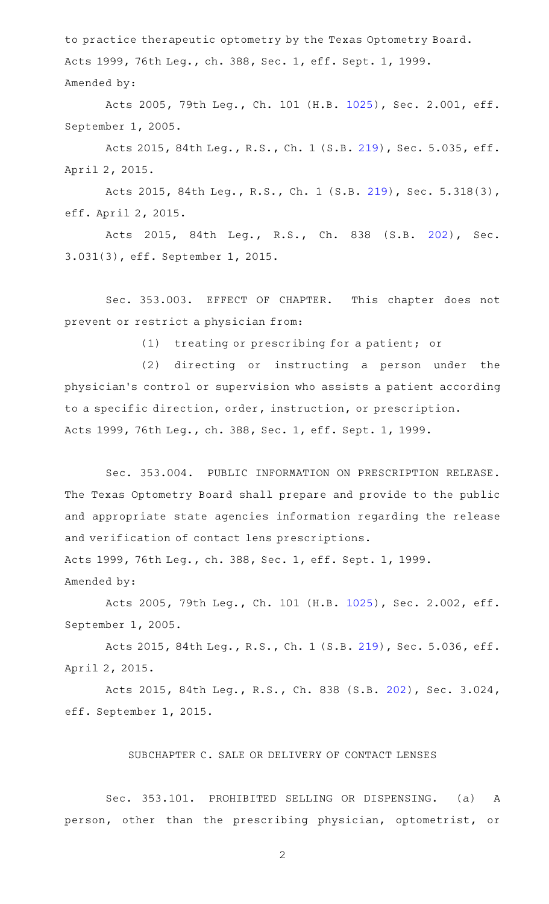to practice therapeutic optometry by the Texas Optometry Board.

Acts 1999, 76th Leg., ch. 388, Sec. 1, eff. Sept. 1, 1999.

Amended by:

Acts 2005, 79th Leg., Ch. 101 (H.B. 1025), Sec. 2.001, eff. September 1, 2005.

Acts 2015, 84th Leg., R.S., Ch. 1 (S.B. 219), Sec. 5.035, eff. April 2, 2015.

Acts 2015, 84th Leg., R.S., Ch. 1 (S.B. 219), Sec. 5.318(3), eff. April 2, 2015.

Acts 2015, 84th Leg., R.S., Ch. 838 (S.B. 202), Sec. 3.031(3), eff. September 1, 2015.

Sec. 353.003. EFFECT OF CHAPTER. This chapter does not prevent or restrict a physician from:

(1) treating or prescribing for a patient; or

(2) directing or instructing a person under the physician's control or supervision who assists a patient according to a specific direction, order, instruction, or prescription.

Acts 1999, 76th Leg., ch. 388, Sec. 1, eff. Sept. 1, 1999.

Sec. 353.004. PUBLIC INFORMATION ON PRESCRIPTION RELEASE. The Texas Optometry Board shall prepare and provide to the public and appropriate state agencies information regarding the release and verification of contact lens prescriptions.

Acts 1999, 76th Leg., ch. 388, Sec. 1, eff. Sept. 1, 1999.

Amended by:

Acts 2005, 79th Leg., Ch. 101 (H.B. 1025), Sec. 2.002, eff. September 1, 2005.

Acts 2015, 84th Leg., R.S., Ch. 1 (S.B. 219), Sec. 5.036, eff. April 2, 2015.

Acts 2015, 84th Leg., R.S., Ch. 838 (S.B. 202), Sec. 3.024, eff. September 1, 2015.

SUBCHAPTER C. SALE OR DELIVERY OF CONTACT LENSES

Sec. 353.101. PROHIBITED SELLING OR DISPENSING. (a) A person, other than the prescribing physician, optometrist, or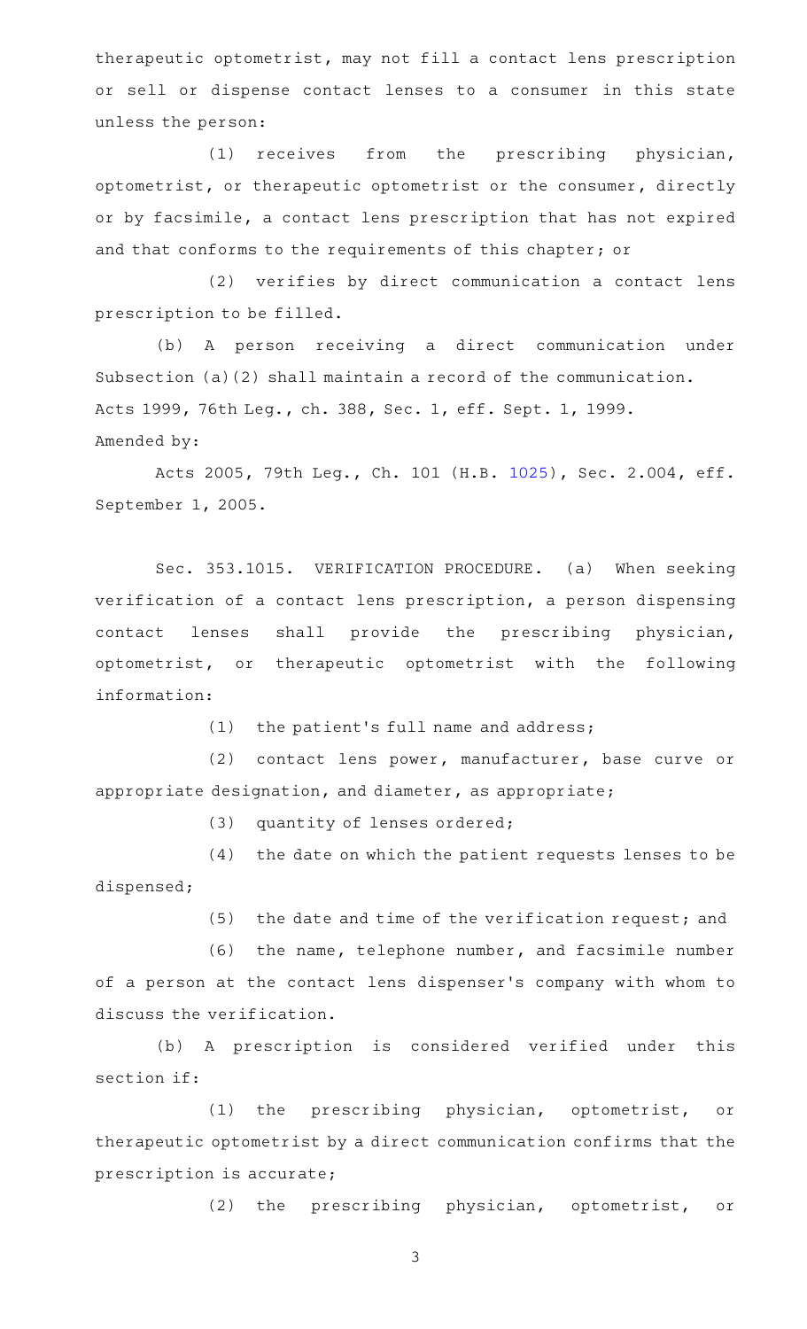therapeutic optometrist, may not fill a contact lens prescription or sell or dispense contact lenses to a consumer in this state unless the person:

(1) receives from the prescribing physician, optometrist, or therapeutic optometrist or the consumer, directly or by facsimile, a contact lens prescription that has not expired and that conforms to the requirements of this chapter; or

(2) verifies by direct communication a contact lens prescription to be filled.

(b) A person receiving a direct communication under Subsection (a)(2) shall maintain a record of the communication.

Acts 1999, 76th Leg., ch. 388, Sec. 1, eff. Sept. 1, 1999.

Amended by:

Acts 2005, 79th Leg., Ch. 101 (H.B. 1025), Sec. 2.004, eff. September 1, 2005.

Sec. 353.1015. VERIFICATION PROCEDURE. (a) When seeking verification of a contact lens prescription, a person dispensing contact lenses shall provide the prescribing physician, optometrist, or therapeutic optometrist with the following information:

(1) the patient's full name and address;

(2) contact lens power, manufacturer, base curve or appropriate designation, and diameter, as appropriate;

(3) quantity of lenses ordered;

(4) the date on which the patient requests lenses to be dispensed;

(5) the date and time of the verification request; and

(6) the name, telephone number, and facsimile number of a person at the contact lens dispenser's company with whom to discuss the verification.

(b) A prescription is considered verified under this section if:

(1) the prescribing physician, optometrist, or therapeutic optometrist by a direct communication confirms that the prescription is accurate;

(2) the prescribing physician, optometrist, or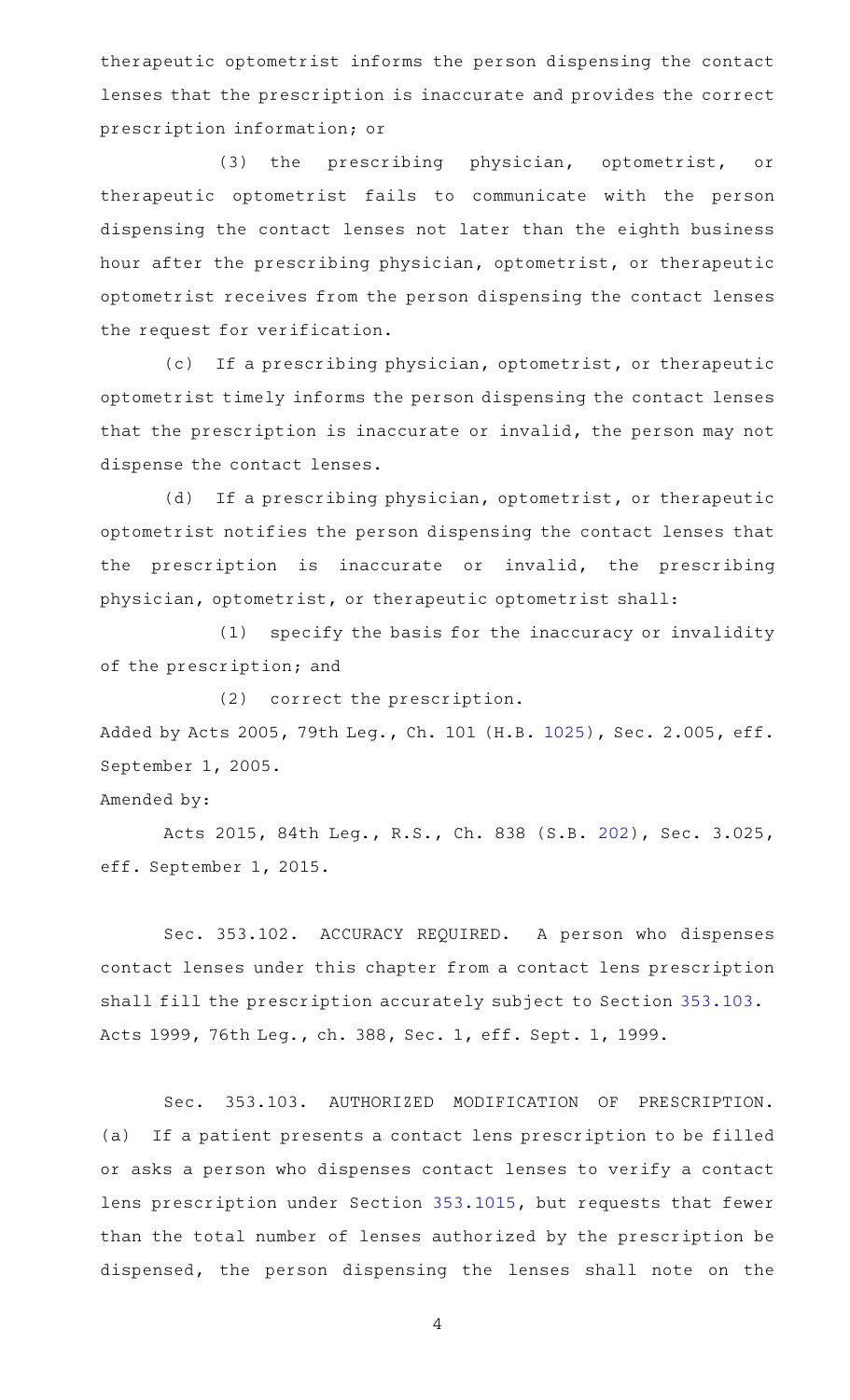therapeutic optometrist informs the person dispensing the contact lenses that the prescription is inaccurate and provides the correct prescription information; or

(3) the prescribing physician, optometrist, or therapeutic optometrist fails to communicate with the person dispensing the contact lenses not later than the eighth business hour after the prescribing physician, optometrist, or therapeutic optometrist receives from the person dispensing the contact lenses the request for verification.

(c) If a prescribing physician, optometrist, or therapeutic optometrist timely informs the person dispensing the contact lenses that the prescription is inaccurate or invalid, the person may not dispense the contact lenses.

(d) If a prescribing physician, optometrist, or therapeutic optometrist notifies the person dispensing the contact lenses that the prescription is inaccurate or invalid, the prescribing physician, optometrist, or therapeutic optometrist shall:

(1) specify the basis for the inaccuracy or invalidity of the prescription; and

(2) correct the prescription.

Added by Acts 2005, 79th Leg., Ch. 101 (H.B. 1025), Sec. 2.005, eff. September 1, 2005.

Amended by:

Acts 2015, 84th Leg., R.S., Ch. 838 (S.B. 202), Sec. 3.025, eff. September 1, 2015.

Sec. 353.102. ACCURACY REQUIRED. A person who dispenses contact lenses under this chapter from a contact lens prescription shall fill the prescription accurately subject to Section 353.103.
Acts 1999, 76th Leg., ch. 388, Sec. 1, eff. Sept. 1, 1999.

Sec. 353.103. AUTHORIZED MODIFICATION OF PRESCRIPTION. (a) If a patient presents a contact lens prescription to be filled or asks a person who dispenses contact lenses to verify a contact lens prescription under Section 353.1015, but requests that fewer than the total number of lenses authorized by the prescription be dispensed, the person dispensing the lenses shall note on the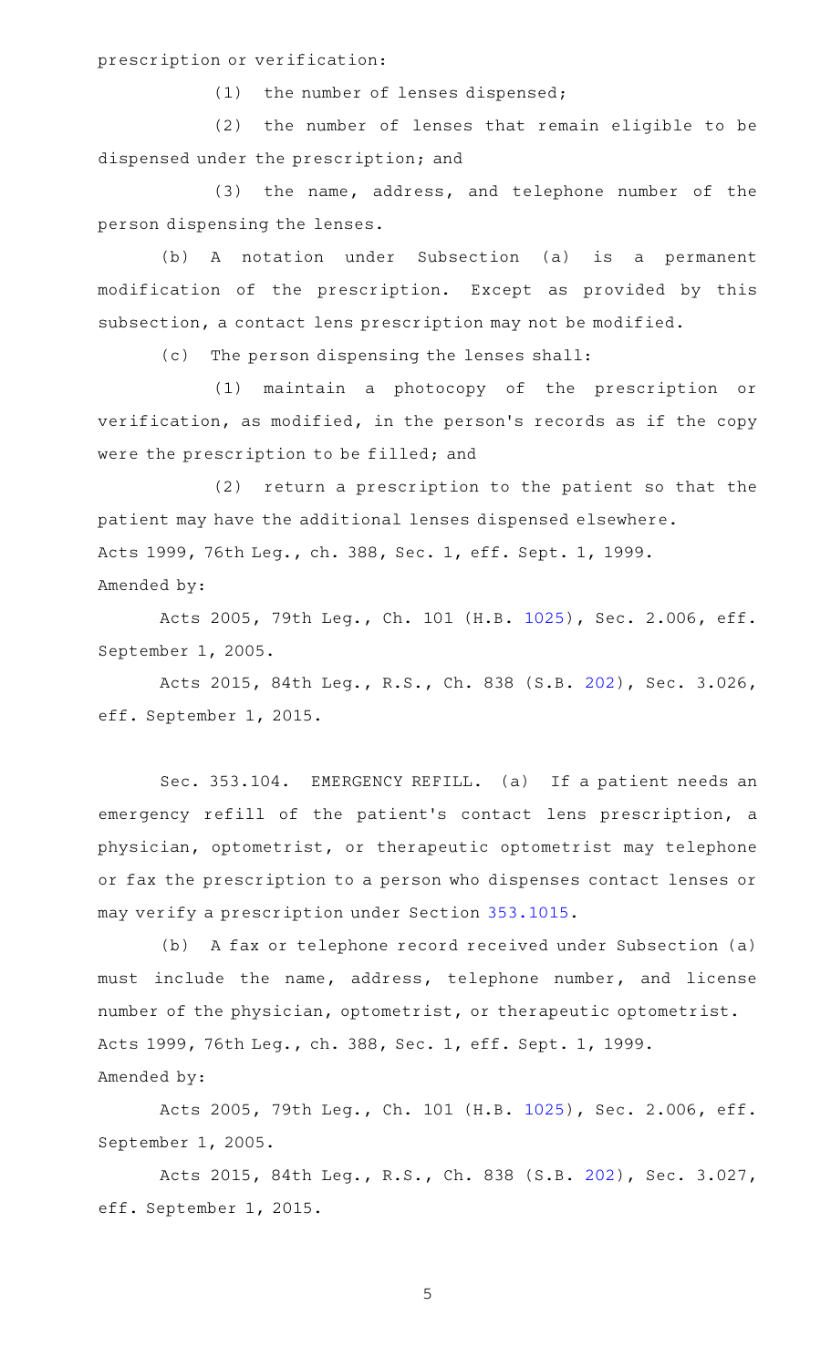prescription or verification:

(1) the number of lenses dispensed;

(2) the number of lenses that remain eligible to be dispensed under the prescription; and

(3) the name, address, and telephone number of the person dispensing the lenses.

(b) A notation under Subsection (a) is a permanent modification of the prescription. Except as provided by this subsection, a contact lens prescription may not be modified.

(c) The person dispensing the lenses shall:

(1) maintain a photocopy of the prescription or verification, as modified, in the person's records as if the copy were the prescription to be filled; and

(2) return a prescription to the patient so that the patient may have the additional lenses dispensed elsewhere.

Acts 1999, 76th Leg., ch. 388, Sec. 1, eff. Sept. 1, 1999.

Amended by:

Acts 2005, 79th Leg., Ch. 101 (H.B. 1025), Sec. 2.006, eff. September 1, 2005.

Acts 2015, 84th Leg., R.S., Ch. 838 (S.B. 202), Sec. 3.026, eff. September 1, 2015.

Sec. 353.104. EMERGENCY REFILL. (a) If a patient needs an emergency refill of the patient's contact lens prescription, a physician, optometrist, or therapeutic optometrist may telephone or fax the prescription to a person who dispenses contact lenses or may verify a prescription under Section 353.1015.

(b) A fax or telephone record received under Subsection (a) must include the name, address, telephone number, and license number of the physician, optometrist, or therapeutic optometrist.

Acts 1999, 76th Leg., ch. 388, Sec. 1, eff. Sept. 1, 1999.

Amended by:

Acts 2005, 79th Leg., Ch. 101 (H.B. 1025), Sec. 2.006, eff. September 1, 2005.

Acts 2015, 84th Leg., R.S., Ch. 838 (S.B. 202), Sec. 3.027, eff. September 1, 2015.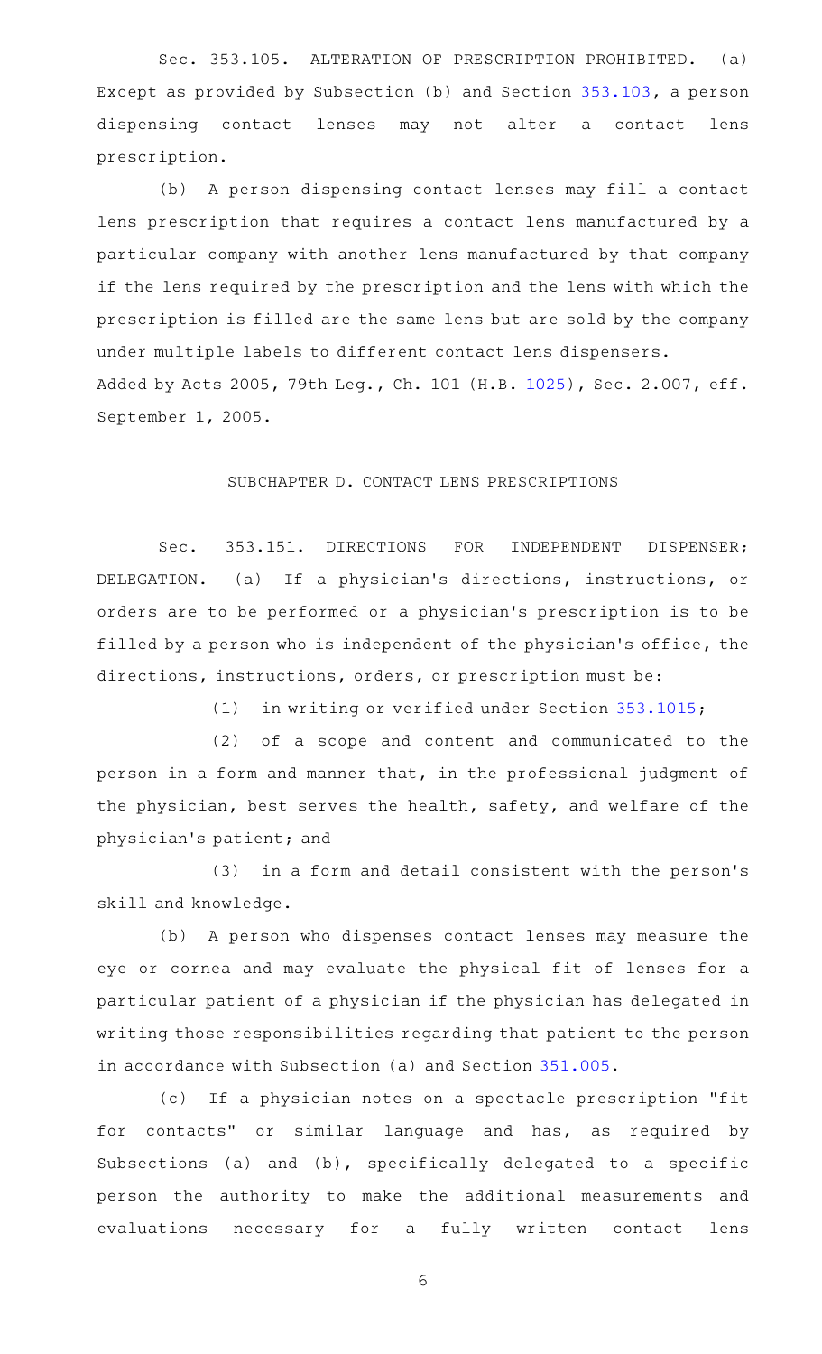Sec. 353.105. ALTERATION OF PRESCRIPTION PROHIBITED. (a) Except as provided by Subsection (b) and Section 353.103, a person dispensing contact lenses may not alter a contact lens prescription.

(b) A person dispensing contact lenses may fill a contact lens prescription that requires a contact lens manufactured by a particular company with another lens manufactured by that company if the lens required by the prescription and the lens with which the prescription is filled are the same lens but are sold by the company under multiple labels to different contact lens dispensers.

Added by Acts 2005, 79th Leg., Ch. 101 (H.B. 1025), Sec. 2.007, eff. September 1, 2005.

## SUBCHAPTER D. CONTACT LENS PRESCRIPTIONS

Sec. 353.151. DIRECTIONS FOR INDEPENDENT DISPENSER; DELEGATION. (a) If a physician's directions, instructions, or orders are to be performed or a physician's prescription is to be filled by a person who is independent of the physician's office, the directions, instructions, orders, or prescription must be:

(1) in writing or verified under Section 353.1015;

(2) of a scope and content and communicated to the person in a form and manner that, in the professional judgment of the physician, best serves the health, safety, and welfare of the physician's patient; and

(3) in a form and detail consistent with the person's skill and knowledge.

(b) A person who dispenses contact lenses may measure the eye or cornea and may evaluate the physical fit of lenses for a particular patient of a physician if the physician has delegated in writing those responsibilities regarding that patient to the person in accordance with Subsection (a) and Section 351.005.

(c) If a physician notes on a spectacle prescription "fit for contacts" or similar language and has, as required by Subsections (a) and (b), specifically delegated to a specific person the authority to make the additional measurements and evaluations necessary for a fully written contact lens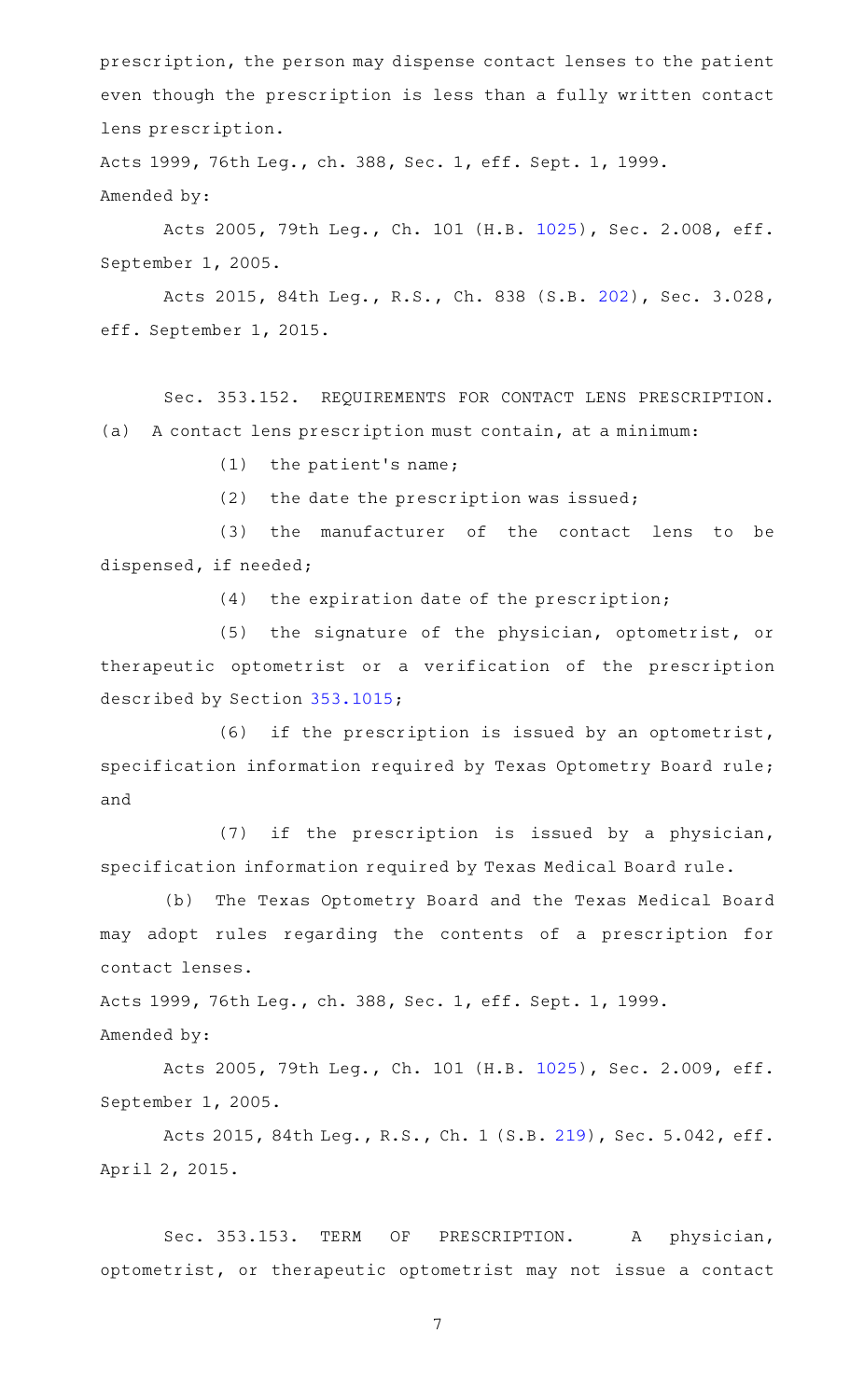prescription, the person may dispense contact lenses to the patient even though the prescription is less than a fully written contact lens prescription.

Acts 1999, 76th Leg., ch. 388, Sec. 1, eff. Sept. 1, 1999.

Amended by:

Acts 2005, 79th Leg., Ch. 101 (H.B. 1025), Sec. 2.008, eff. September 1, 2005.

Acts 2015, 84th Leg., R.S., Ch. 838 (S.B. 202), Sec. 3.028, eff. September 1, 2015.

Sec. 353.152. REQUIREMENTS FOR CONTACT LENS PRESCRIPTION. (a) A contact lens prescription must contain, at a minimum:

(1) the patient's name;

(2) the date the prescription was issued;

(3) the manufacturer of the contact lens to be dispensed, if needed;

(4) the expiration date of the prescription;

(5) the signature of the physician, optometrist, or therapeutic optometrist or a verification of the prescription described by Section 353.1015;

(6) if the prescription is issued by an optometrist, specification information required by Texas Optometry Board rule; and

(7) if the prescription is issued by a physician, specification information required by Texas Medical Board rule.

(b) The Texas Optometry Board and the Texas Medical Board may adopt rules regarding the contents of a prescription for contact lenses.

Acts 1999, 76th Leg., ch. 388, Sec. 1, eff. Sept. 1, 1999.

Amended by:

Acts 2005, 79th Leg., Ch. 101 (H.B. 1025), Sec. 2.009, eff. September 1, 2005.

Acts 2015, 84th Leg., R.S., Ch. 1 (S.B. 219), Sec. 5.042, eff. April 2, 2015.

Sec. 353.153. TERM OF PRESCRIPTION. A physician, optometrist, or therapeutic optometrist may not issue a contact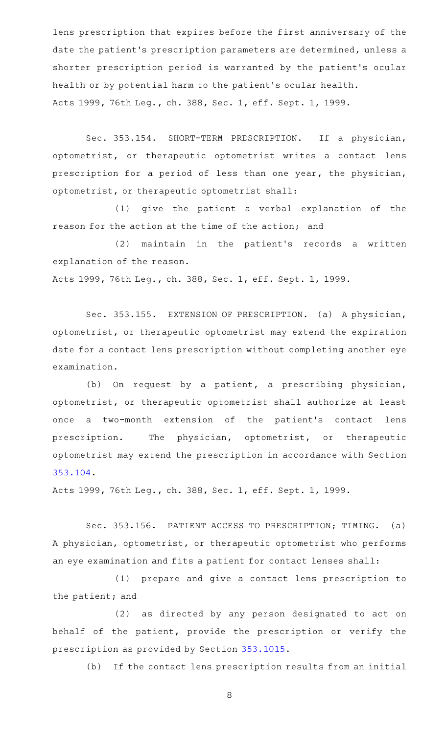lens prescription that expires before the first anniversary of the date the patient's prescription parameters are determined, unless a shorter prescription period is warranted by the patient's ocular health or by potential harm to the patient's ocular health.

Acts 1999, 76th Leg., ch. 388, Sec. 1, eff. Sept. 1, 1999.

Sec. 353.154. SHORT-TERM PRESCRIPTION. If a physician, optometrist, or therapeutic optometrist writes a contact lens prescription for a period of less than one year, the physician, optometrist, or therapeutic optometrist shall:

(1) give the patient a verbal explanation of the reason for the action at the time of the action; and

(2) maintain in the patient's records a written explanation of the reason.

Acts 1999, 76th Leg., ch. 388, Sec. 1, eff. Sept. 1, 1999.

Sec. 353.155. EXTENSION OF PRESCRIPTION. (a) A physician, optometrist, or therapeutic optometrist may extend the expiration date for a contact lens prescription without completing another eye examination.

(b) On request by a patient, a prescribing physician, optometrist, or therapeutic optometrist shall authorize at least once a two-month extension of the patient's contact lens prescription. The physician, optometrist, or therapeutic optometrist may extend the prescription in accordance with Section 353.104.

Acts 1999, 76th Leg., ch. 388, Sec. 1, eff. Sept. 1, 1999.

Sec. 353.156. PATIENT ACCESS TO PRESCRIPTION; TIMING. (a) A physician, optometrist, or therapeutic optometrist who performs an eye examination and fits a patient for contact lenses shall:

(1) prepare and give a contact lens prescription to the patient; and

(2) as directed by any person designated to act on behalf of the patient, provide the prescription or verify the prescription as provided by Section 353.1015.

(b) If the contact lens prescription results from an initial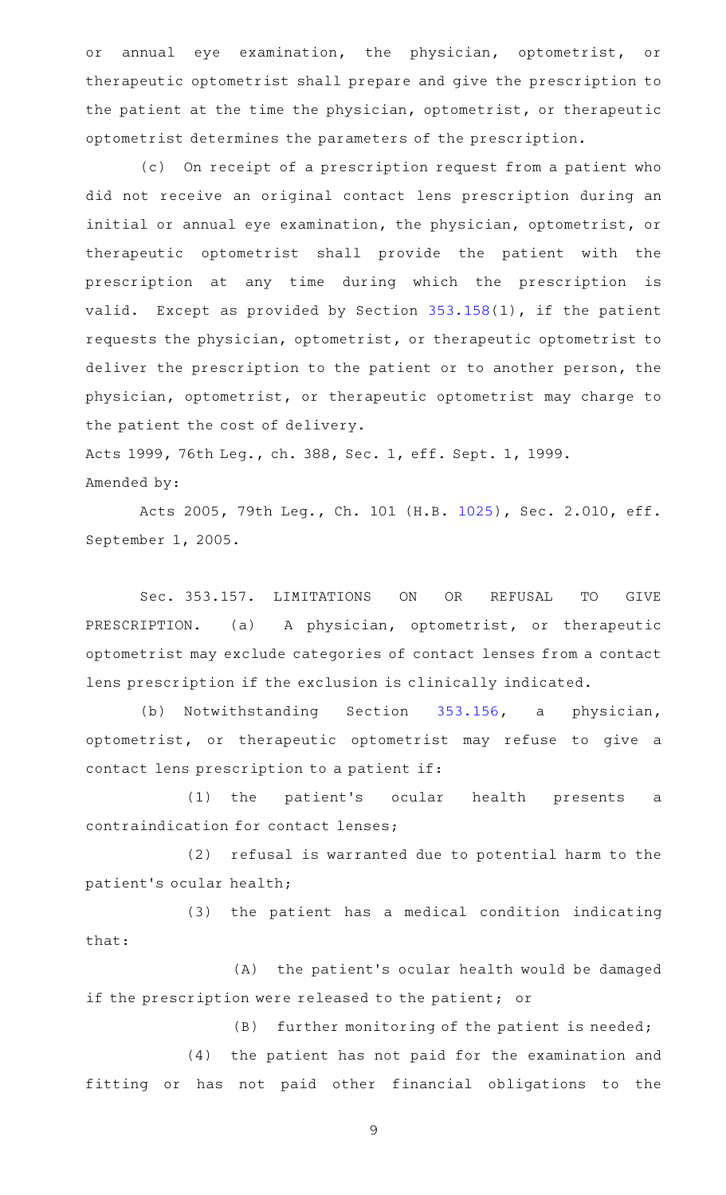or annual eye examination, the physician, optometrist, or therapeutic optometrist shall prepare and give the prescription to the patient at the time the physician, optometrist, or therapeutic optometrist determines the parameters of the prescription.

(c) On receipt of a prescription request from a patient who did not receive an original contact lens prescription during an initial or annual eye examination, the physician, optometrist, or therapeutic optometrist shall provide the patient with the prescription at any time during which the prescription is valid. Except as provided by Section 353.158(1), if the patient requests the physician, optometrist, or therapeutic optometrist to deliver the prescription to the patient or to another person, the physician, optometrist, or therapeutic optometrist may charge to the patient the cost of delivery.

Acts 1999, 76th Leg., ch. 388, Sec. 1, eff. Sept. 1, 1999.

Amended by:

Acts 2005, 79th Leg., Ch. 101 (H.B. 1025), Sec. 2.010, eff. September 1, 2005.

Sec. 353.157. LIMITATIONS ON OR REFUSAL TO GIVE PRESCRIPTION. (a) A physician, optometrist, or therapeutic optometrist may exclude categories of contact lenses from a contact lens prescription if the exclusion is clinically indicated.

(b) Notwithstanding Section 353.156, a physician, optometrist, or therapeutic optometrist may refuse to give a contact lens prescription to a patient if:

(1) the patient's ocular health presents a contraindication for contact lenses;

(2) refusal is warranted due to potential harm to the patient's ocular health;

(3) the patient has a medical condition indicating that:

(A) the patient's ocular health would be damaged if the prescription were released to the patient; or

(B) further monitoring of the patient is needed;

(4) the patient has not paid for the examination and fitting or has not paid other financial obligations to the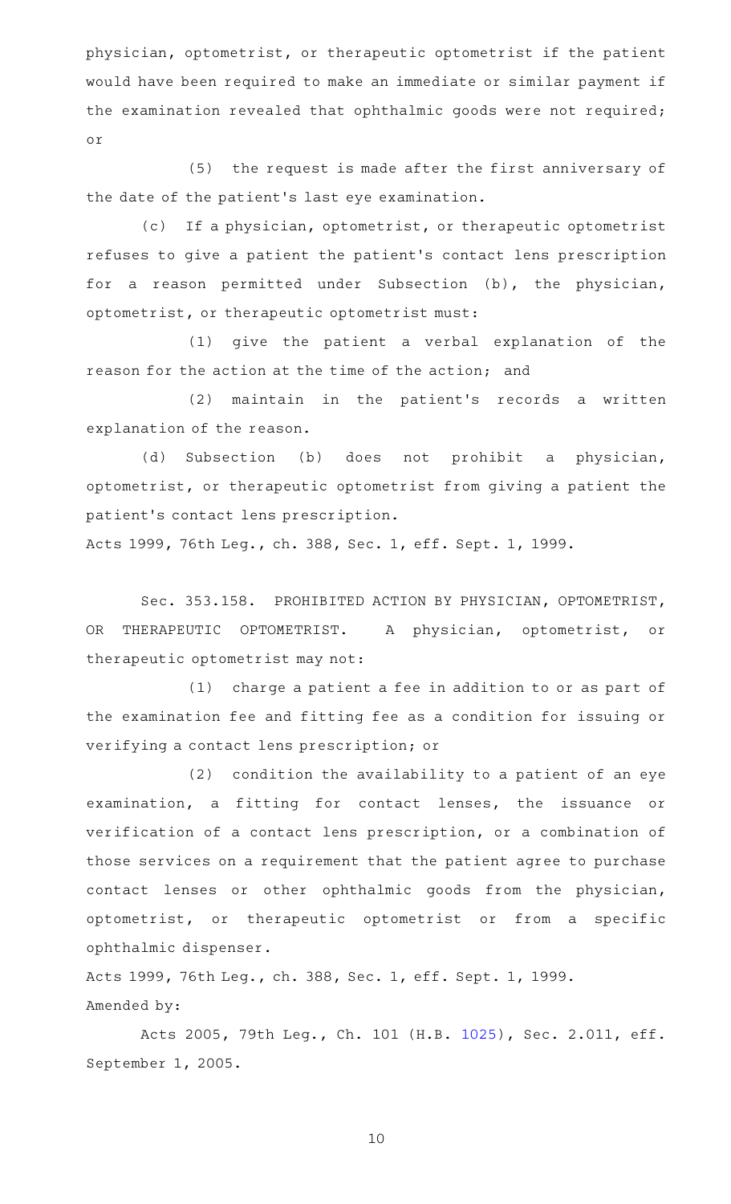physician, optometrist, or therapeutic optometrist if the patient would have been required to make an immediate or similar payment if the examination revealed that ophthalmic goods were not required; or

(5) the request is made after the first anniversary of the date of the patient's last eye examination.

(c) If a physician, optometrist, or therapeutic optometrist refuses to give a patient the patient's contact lens prescription for a reason permitted under Subsection (b), the physician, optometrist, or therapeutic optometrist must:

(1) give the patient a verbal explanation of the reason for the action at the time of the action; and

(2) maintain in the patient's records a written explanation of the reason.

(d) Subsection (b) does not prohibit a physician, optometrist, or therapeutic optometrist from giving a patient the patient's contact lens prescription.

Acts 1999, 76th Leg., ch. 388, Sec. 1, eff. Sept. 1, 1999.

Sec. 353.158. PROHIBITED ACTION BY PHYSICIAN, OPTOMETRIST, OR THERAPEUTIC OPTOMETRIST. A physician, optometrist, or therapeutic optometrist may not:

(1) charge a patient a fee in addition to or as part of the examination fee and fitting fee as a condition for issuing or verifying a contact lens prescription; or

(2) condition the availability to a patient of an eye examination, a fitting for contact lenses, the issuance or verification of a contact lens prescription, or a combination of those services on a requirement that the patient agree to purchase contact lenses or other ophthalmic goods from the physician, optometrist, or therapeutic optometrist or from a specific ophthalmic dispenser.

Acts 1999, 76th Leg., ch. 388, Sec. 1, eff. Sept. 1, 1999.
Amended by:

Acts 2005, 79th Leg., Ch. 101 (H.B. 1025), Sec. 2.011, eff. September 1, 2005.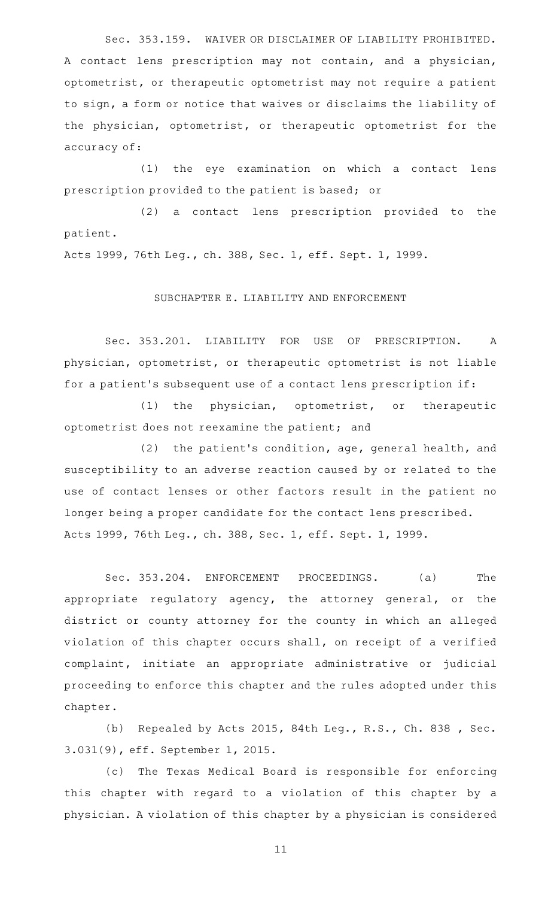Sec. 353.159. WAIVER OR DISCLAIMER OF LIABILITY PROHIBITED. A contact lens prescription may not contain, and a physician, optometrist, or therapeutic optometrist may not require a patient to sign, a form or notice that waives or disclaims the liability of the physician, optometrist, or therapeutic optometrist for the accuracy of:

(1) the eye examination on which a contact lens prescription provided to the patient is based; or

(2) a contact lens prescription provided to the patient.

Acts 1999, 76th Leg., ch. 388, Sec. 1, eff. Sept. 1, 1999.

## SUBCHAPTER E. LIABILITY AND ENFORCEMENT

Sec. 353.201. LIABILITY FOR USE OF PRESCRIPTION. A physician, optometrist, or therapeutic optometrist is not liable for a patient's subsequent use of a contact lens prescription if:

(1) the physician, optometrist, or therapeutic optometrist does not reexamine the patient; and

(2) the patient's condition, age, general health, and susceptibility to an adverse reaction caused by or related to the use of contact lenses or other factors result in the patient no longer being a proper candidate for the contact lens prescribed.

Acts 1999, 76th Leg., ch. 388, Sec. 1, eff. Sept. 1, 1999.

Sec. 353.204. ENFORCEMENT PROCEEDINGS. (a) The appropriate regulatory agency, the attorney general, or the district or county attorney for the county in which an alleged violation of this chapter occurs shall, on receipt of a verified complaint, initiate an appropriate administrative or judicial proceeding to enforce this chapter and the rules adopted under this chapter.

(b) Repealed by Acts 2015, 84th Leg., R.S., Ch. 838 , Sec. 3.031(9), eff. September 1, 2015.

(c) The Texas Medical Board is responsible for enforcing this chapter with regard to a violation of this chapter by a physician. A violation of this chapter by a physician is considered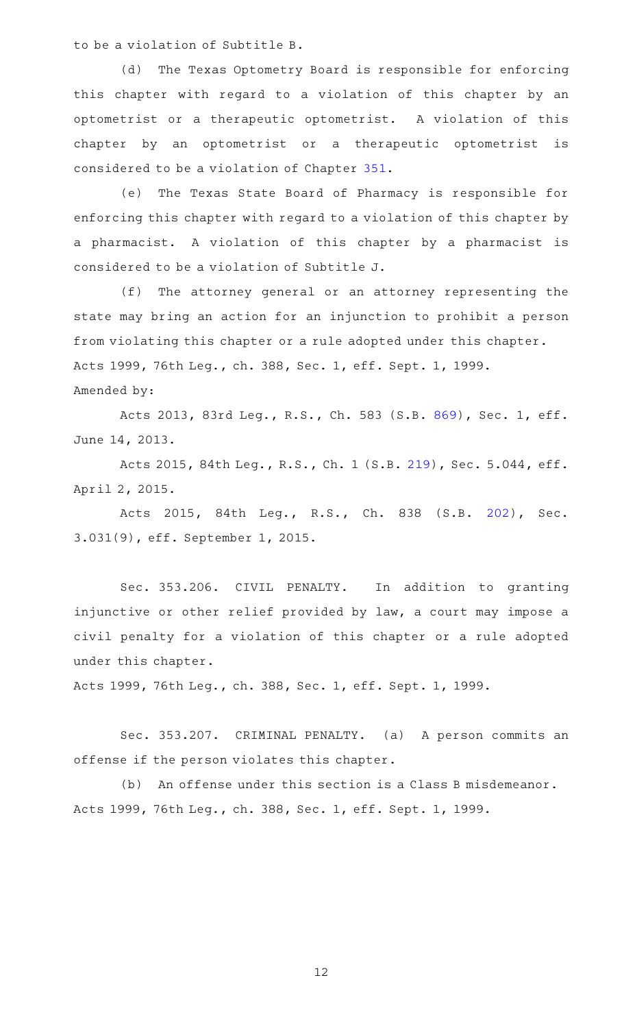to be a violation of Subtitle B.

(d) The Texas Optometry Board is responsible for enforcing this chapter with regard to a violation of this chapter by an optometrist or a therapeutic optometrist. A violation of this chapter by an optometrist or a therapeutic optometrist is considered to be a violation of Chapter 351.

(e) The Texas State Board of Pharmacy is responsible for enforcing this chapter with regard to a violation of this chapter by a pharmacist. A violation of this chapter by a pharmacist is considered to be a violation of Subtitle J.

(f) The attorney general or an attorney representing the state may bring an action for an injunction to prohibit a person from violating this chapter or a rule adopted under this chapter.

Acts 1999, 76th Leg., ch. 388, Sec. 1, eff. Sept. 1, 1999.

Amended by:

Acts 2013, 83rd Leg., R.S., Ch. 583 (S.B. 869), Sec. 1, eff. June 14, 2013.

Acts 2015, 84th Leg., R.S., Ch. 1 (S.B. 219), Sec. 5.044, eff. April 2, 2015.

Acts 2015, 84th Leg., R.S., Ch. 838 (S.B. 202), Sec. 3.031(9), eff. September 1, 2015.

Sec. 353.206. CIVIL PENALTY. In addition to granting injunctive or other relief provided by law, a court may impose a civil penalty for a violation of this chapter or a rule adopted under this chapter.

Acts 1999, 76th Leg., ch. 388, Sec. 1, eff. Sept. 1, 1999.

Sec. 353.207. CRIMINAL PENALTY. (a) A person commits an offense if the person violates this chapter.

(b) An offense under this section is a Class B misdemeanor.

Acts 1999, 76th Leg., ch. 388, Sec. 1, eff. Sept. 1, 1999.